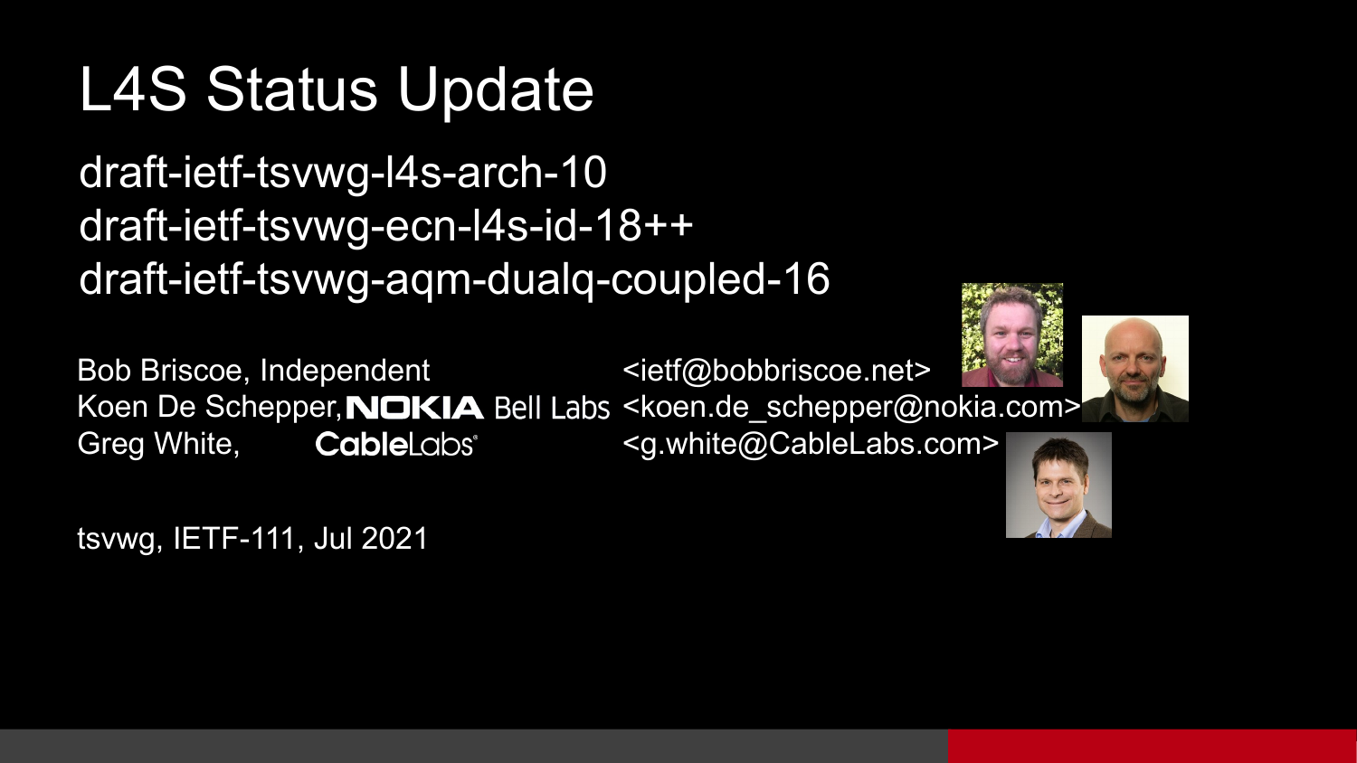# L4S Status Update

draft-ietf-tsvwg-l4s-arch-10
draft-ietf-tsvwg-ecn-l4s-id-18++
draft-ietf-tsvwg-aqm-dualq-coupled-16

Bob Briscoe, Independent <ietf@bobbriscoe.net>
Koen De Schepper, NOKIA Bell Labs <koen.de_schepper@nokia.com>
Greg White, CableLabs <g.white@CableLabs.com>

tsvwg, IETF-111, Jul 2021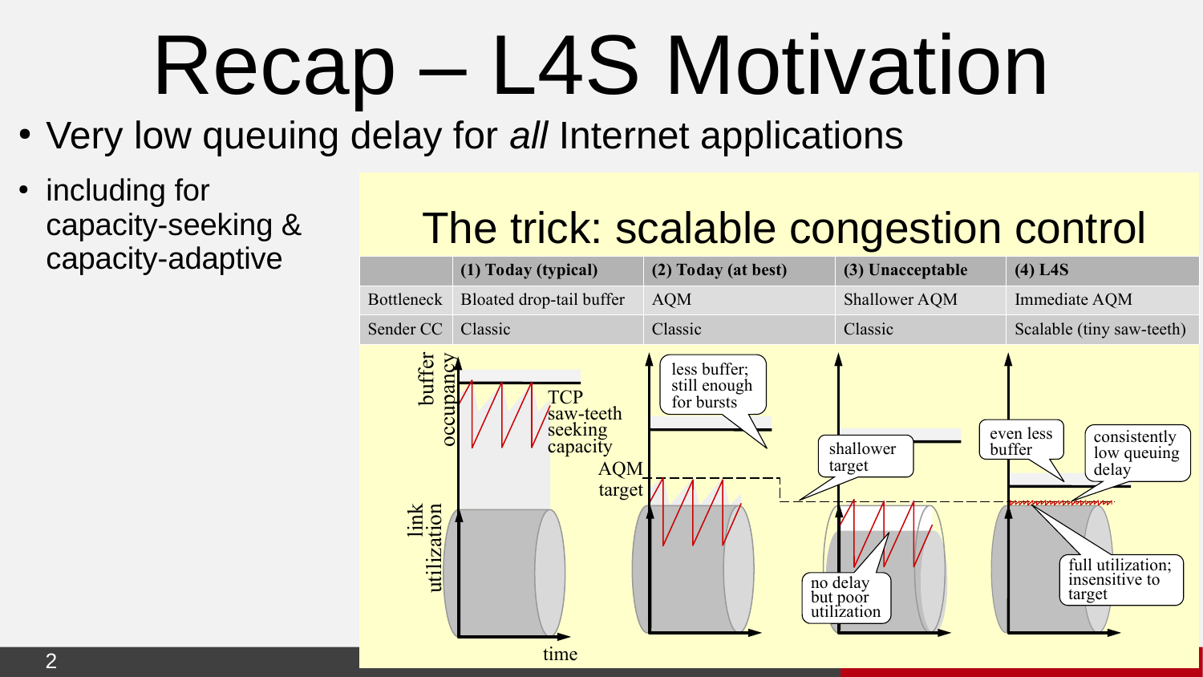# Recap – L4S Motivation

- Very low queuing delay for *all* Internet applications
- including for capacity-seeking & capacity-adaptive

## The trick: scalable congestion control

| | (1) Today (typical) | (2) Today (at best) | (3) Unacceptable | (4) L4S |
|---|---|---|---|---|
| Bottleneck | Bloated drop-tail buffer | AQM | Shallower AQM | Immediate AQM |
| Sender CC | Classic | Classic | Classic | Scalable (tiny saw-teeth) |

buffer occupancy

link utilization

time

TCP saw-teeth seeking capacity

AQM target

less buffer; still enough for bursts

shallower target

no delay but poor utilization

even less buffer

consistently low queuing delay

full utilization; insensitive to target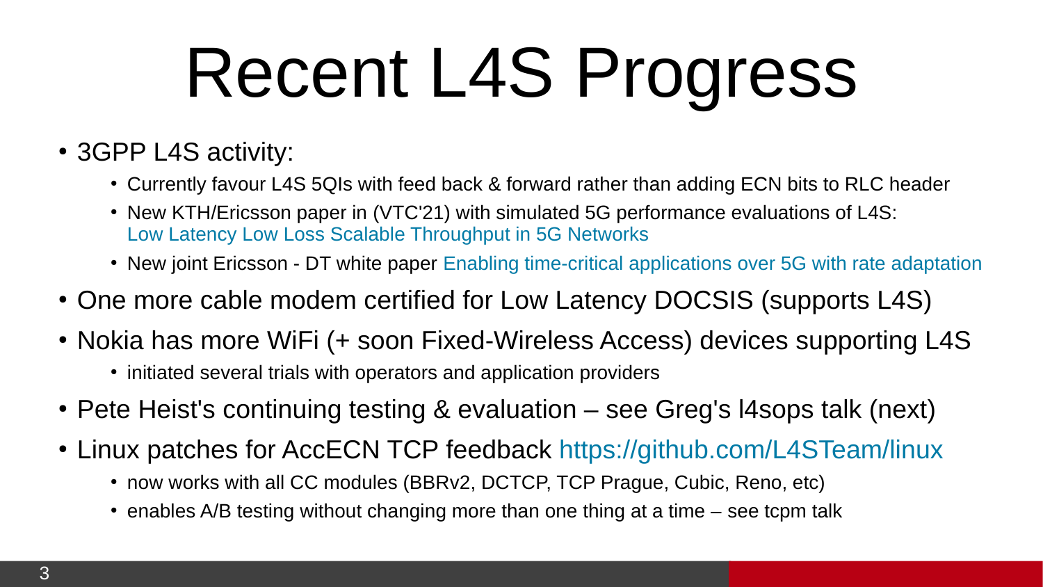# Recent L4S Progress

- 3GPP L4S activity:
  - Currently favour L4S 5QIs with feed back & forward rather than adding ECN bits to RLC header
  - New KTH/Ericsson paper in (VTC'21) with simulated 5G performance evaluations of L4S: Low Latency Low Loss Scalable Throughput in 5G Networks
  - New joint Ericsson - DT white paper Enabling time-critical applications over 5G with rate adaptation
- One more cable modem certified for Low Latency DOCSIS (supports L4S)
- Nokia has more WiFi (+ soon Fixed-Wireless Access) devices supporting L4S
  - initiated several trials with operators and application providers
- Pete Heist's continuing testing & evaluation – see Greg's l4sops talk (next)
- Linux patches for AccECN TCP feedback https://github.com/L4STeam/linux
  - now works with all CC modules (BBRv2, DCTCP, TCP Prague, Cubic, Reno, etc)
  - enables A/B testing without changing more than one thing at a time – see tcpm talk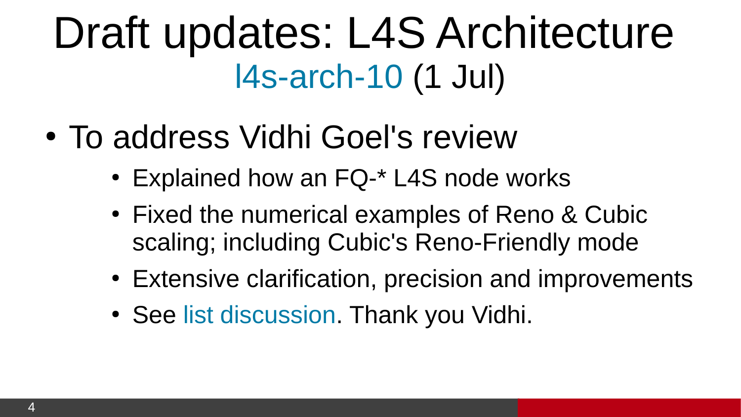# Draft updates: L4S Architecture

## l4s-arch-10 (1 Jul)

- To address Vidhi Goel's review
  - Explained how an FQ-* L4S node works
  - Fixed the numerical examples of Reno & Cubic scaling; including Cubic's Reno-Friendly mode
  - Extensive clarification, precision and improvements
  - See list discussion. Thank you Vidhi.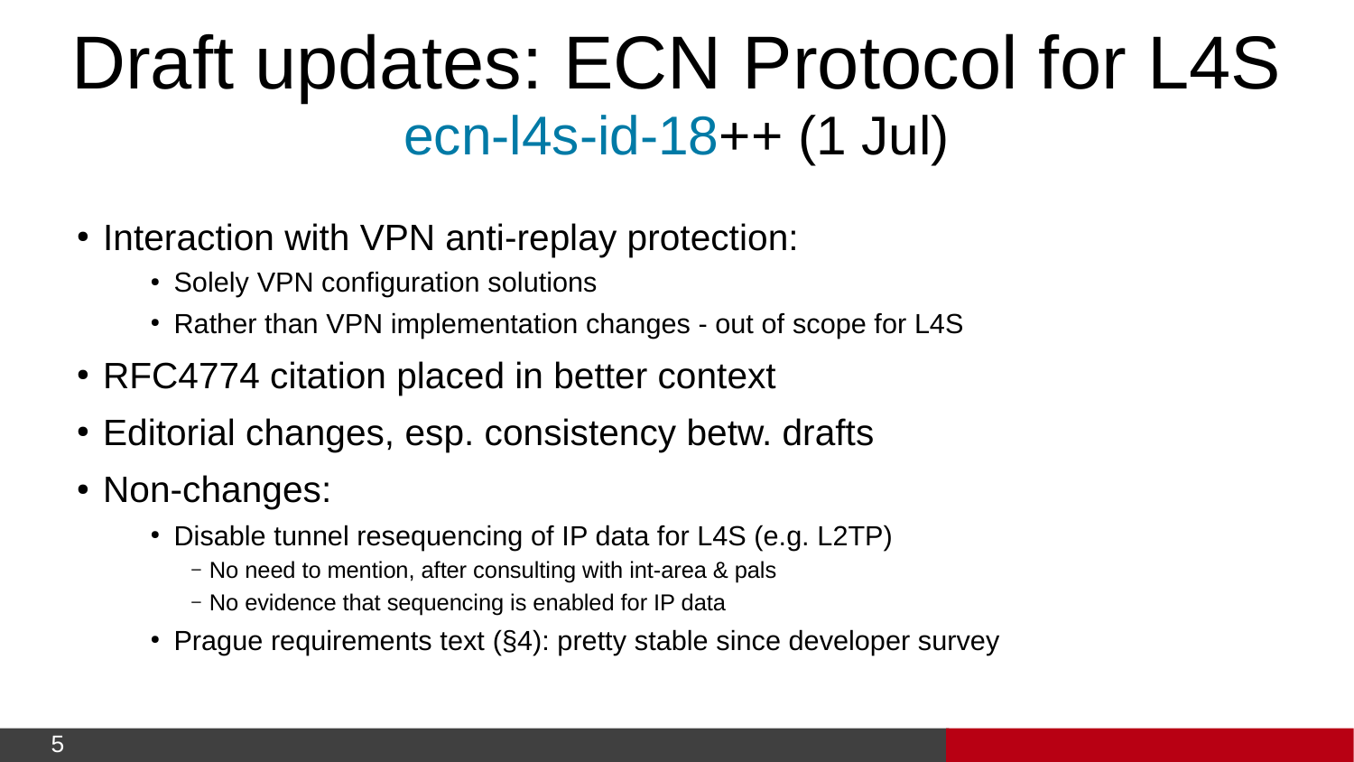# Draft updates: ECN Protocol for L4S

## ecn-l4s-id-18++ (1 Jul)

- Interaction with VPN anti-replay protection:
  - Solely VPN configuration solutions
  - Rather than VPN implementation changes - out of scope for L4S
- RFC4774 citation placed in better context
- Editorial changes, esp. consistency betw. drafts
- Non-changes:
  - Disable tunnel resequencing of IP data for L4S (e.g. L2TP)
    - No need to mention, after consulting with int-area & pals
    - No evidence that sequencing is enabled for IP data
  - Prague requirements text (§4): pretty stable since developer survey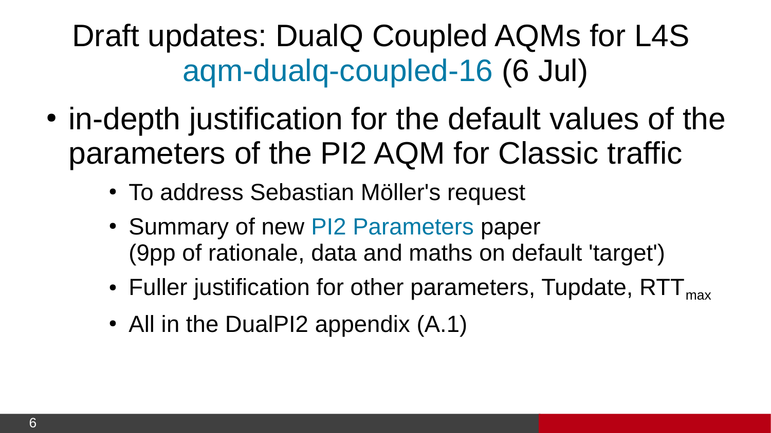# Draft updates: DualQ Coupled AQMs for L4S aqm-dualq-coupled-16 (6 Jul)

- in-depth justification for the default values of the parameters of the PI2 AQM for Classic traffic
  - To address Sebastian Möller's request
  - Summary of new PI2 Parameters paper (9pp of rationale, data and maths on default 'target')
  - Fuller justification for other parameters, Tupdate, $RTT_{max}$
  - All in the DualPI2 appendix (A.1)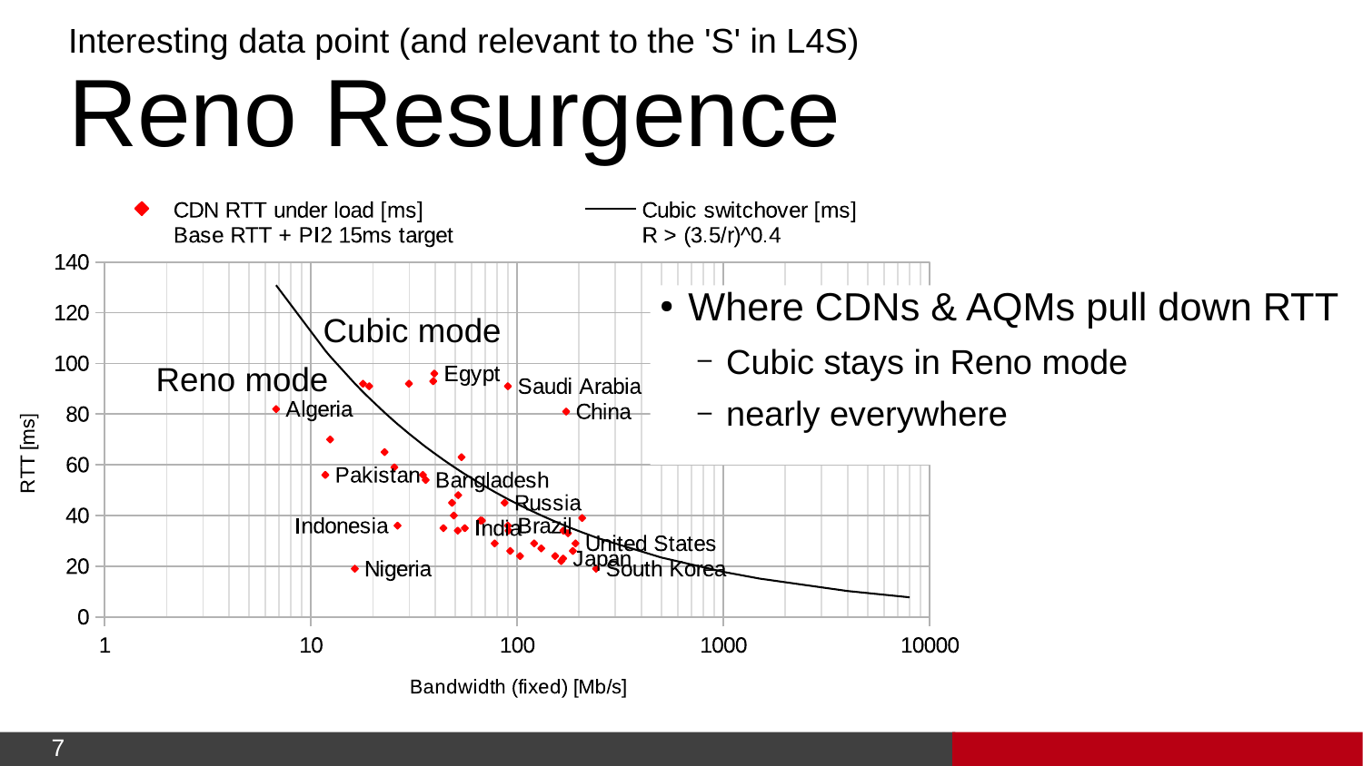Interesting data point (and relevant to the 'S' in L4S)

# Reno Resurgence

CDN RTT under load [ms]
Base RTT + PI2 15ms target

Cubic switchover [ms]
R > (3.5/r)^0.4

Cubic mode

Reno mode

Egypt, Saudi Arabia, Algeria, China, Pakistan, Bangladesh, Russia, Indonesia, India, Brazil, United States, Japan, South Korea, Nigeria

RTT [ms]: 0, 20, 40, 60, 80, 100, 120, 140

Bandwidth (fixed) [Mb/s]: 1, 10, 100, 1000, 10000

- Where CDNs & AQMs pull down RTT
  - Cubic stays in Reno mode
  - nearly everywhere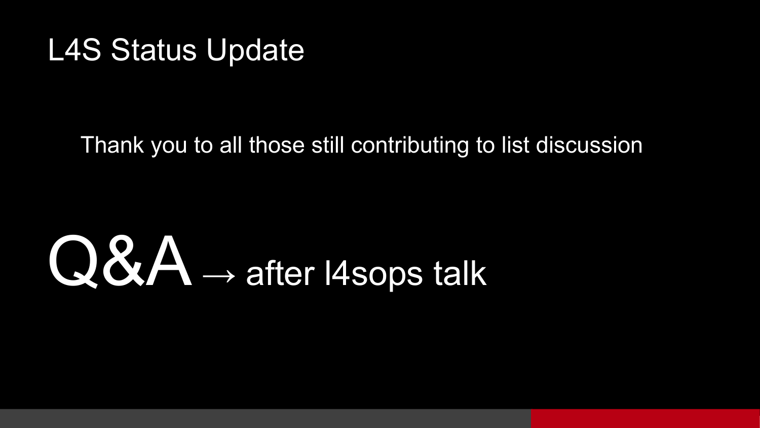# L4S Status Update

Thank you to all those still contributing to list discussion

**Q&A** → after l4sops talk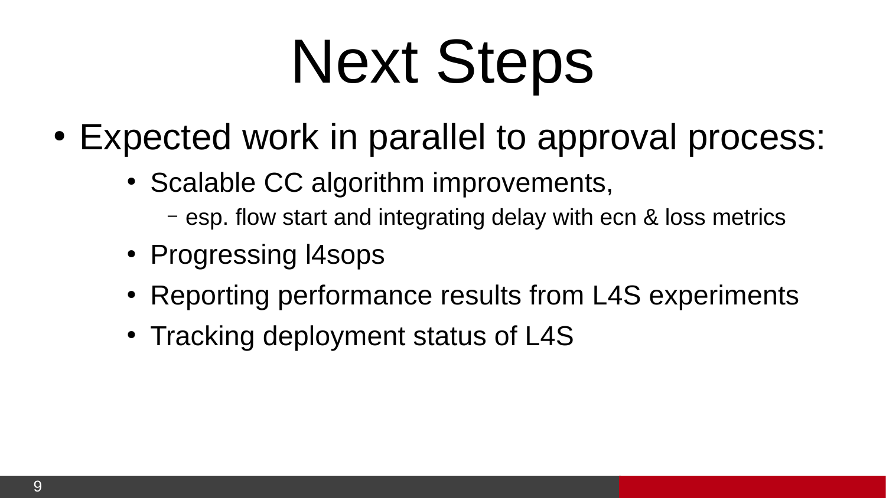# Next Steps

- Expected work in parallel to approval process:
  - Scalable CC algorithm improvements,
    - esp. flow start and integrating delay with ecn & loss metrics
  - Progressing l4sops
  - Reporting performance results from L4S experiments
  - Tracking deployment status of L4S